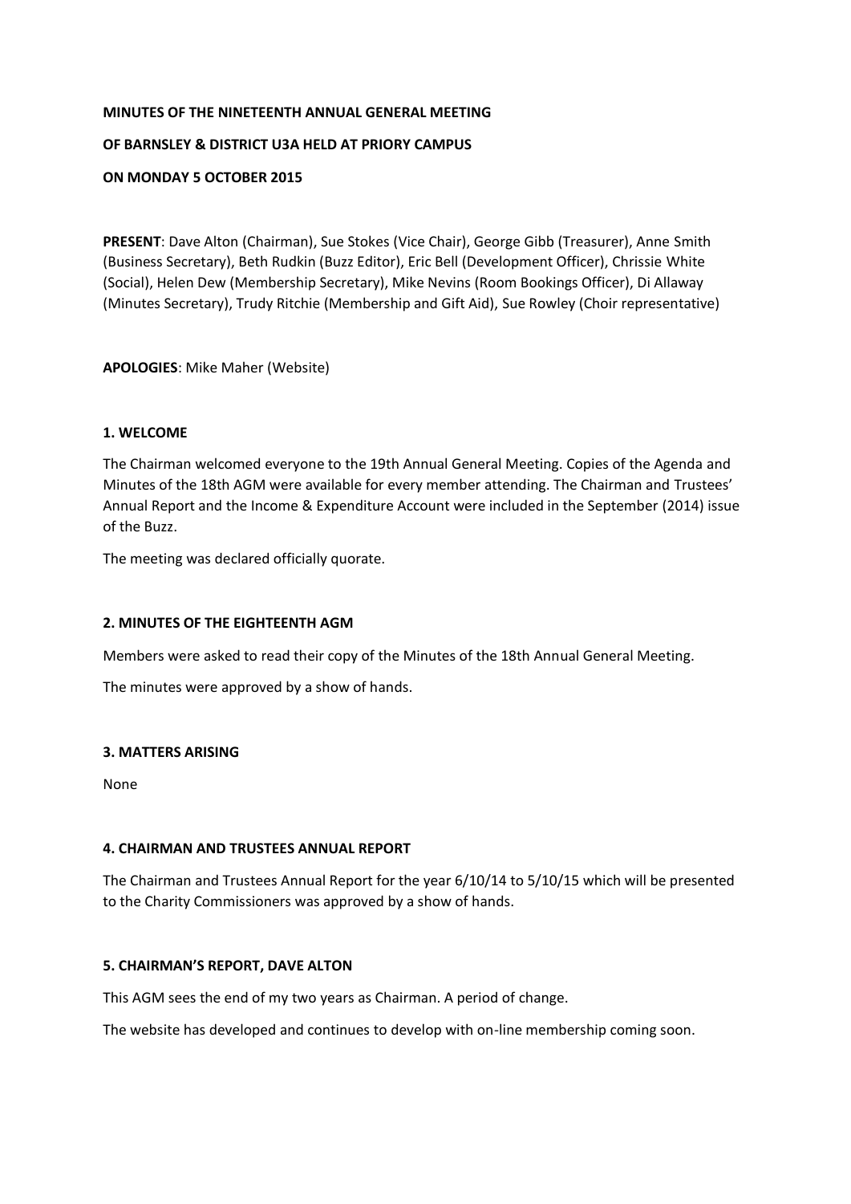**MINUTES OF THE NINETEENTH ANNUAL GENERAL MEETING**

**OF BARNSLEY & DISTRICT U3A HELD AT PRIORY CAMPUS**

**ON MONDAY 5 OCTOBER 2015**

**PRESENT**: Dave Alton (Chairman), Sue Stokes (Vice Chair), George Gibb (Treasurer), Anne Smith (Business Secretary), Beth Rudkin (Buzz Editor), Eric Bell (Development Officer), Chrissie White (Social), Helen Dew (Membership Secretary), Mike Nevins (Room Bookings Officer), Di Allaway (Minutes Secretary), Trudy Ritchie (Membership and Gift Aid), Sue Rowley (Choir representative)

**APOLOGIES**: Mike Maher (Website)

## 1. WELCOME

The Chairman welcomed everyone to the 19th Annual General Meeting. Copies of the Agenda and Minutes of the 18th AGM were available for every member attending. The Chairman and Trustees' Annual Report and the Income & Expenditure Account were included in the September (2014) issue of the Buzz.

The meeting was declared officially quorate.

## 2. MINUTES OF THE EIGHTEENTH AGM

Members were asked to read their copy of the Minutes of the 18th Annual General Meeting.

The minutes were approved by a show of hands.

## 3. MATTERS ARISING

None

## 4. CHAIRMAN AND TRUSTEES ANNUAL REPORT

The Chairman and Trustees Annual Report for the year 6/10/14 to 5/10/15 which will be presented to the Charity Commissioners was approved by a show of hands.

## 5. CHAIRMAN'S REPORT, DAVE ALTON

This AGM sees the end of my two years as Chairman. A period of change.

The website has developed and continues to develop with on-line membership coming soon.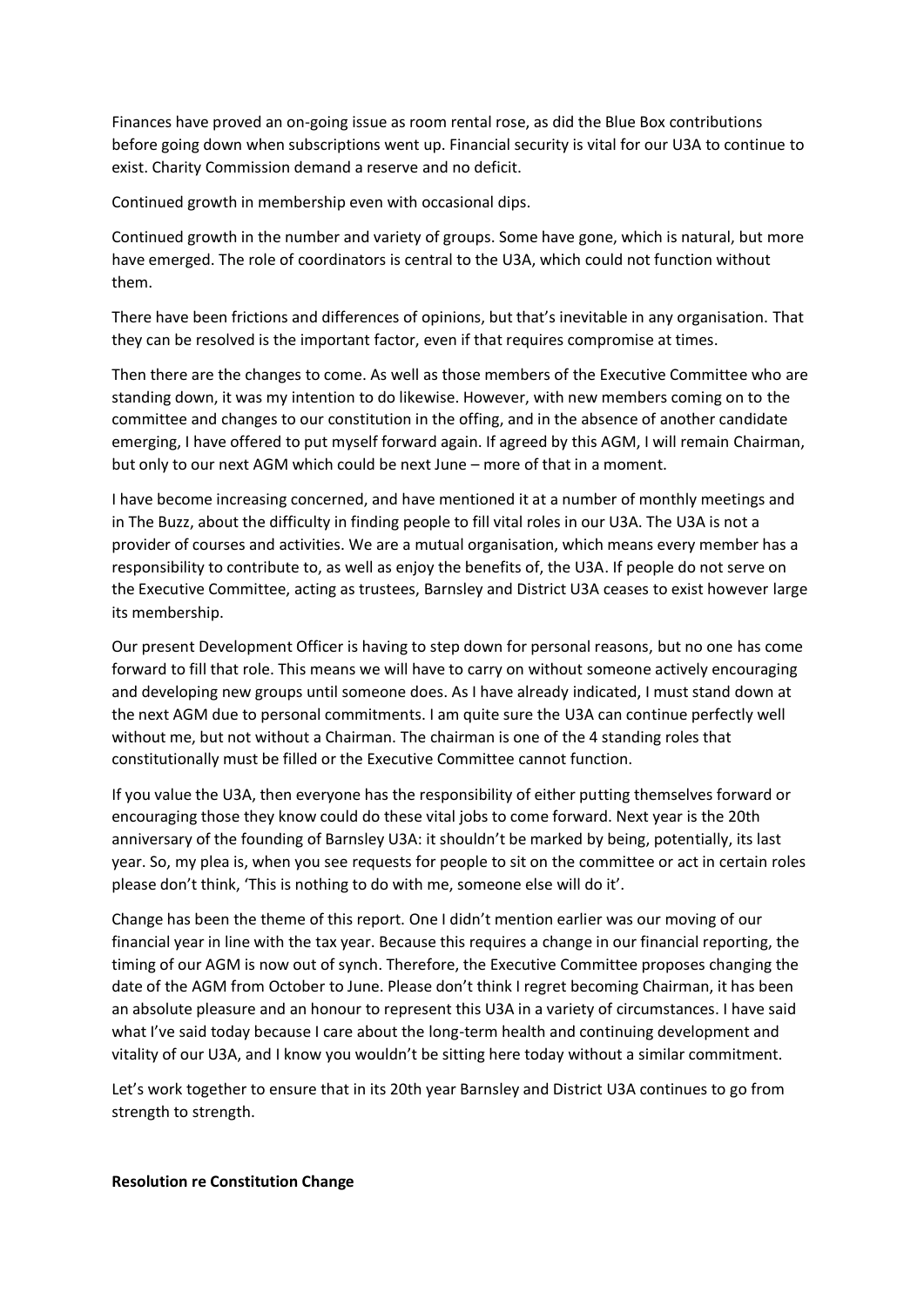Finances have proved an on-going issue as room rental rose, as did the Blue Box contributions before going down when subscriptions went up. Financial security is vital for our U3A to continue to exist. Charity Commission demand a reserve and no deficit.

Continued growth in membership even with occasional dips.

Continued growth in the number and variety of groups. Some have gone, which is natural, but more have emerged. The role of coordinators is central to the U3A, which could not function without them.

There have been frictions and differences of opinions, but that's inevitable in any organisation. That they can be resolved is the important factor, even if that requires compromise at times.

Then there are the changes to come. As well as those members of the Executive Committee who are standing down, it was my intention to do likewise. However, with new members coming on to the committee and changes to our constitution in the offing, and in the absence of another candidate emerging, I have offered to put myself forward again. If agreed by this AGM, I will remain Chairman, but only to our next AGM which could be next June – more of that in a moment.

I have become increasing concerned, and have mentioned it at a number of monthly meetings and in The Buzz, about the difficulty in finding people to fill vital roles in our U3A. The U3A is not a provider of courses and activities. We are a mutual organisation, which means every member has a responsibility to contribute to, as well as enjoy the benefits of, the U3A. If people do not serve on the Executive Committee, acting as trustees, Barnsley and District U3A ceases to exist however large its membership.

Our present Development Officer is having to step down for personal reasons, but no one has come forward to fill that role. This means we will have to carry on without someone actively encouraging and developing new groups until someone does. As I have already indicated, I must stand down at the next AGM due to personal commitments. I am quite sure the U3A can continue perfectly well without me, but not without a Chairman. The chairman is one of the 4 standing roles that constitutionally must be filled or the Executive Committee cannot function.

If you value the U3A, then everyone has the responsibility of either putting themselves forward or encouraging those they know could do these vital jobs to come forward. Next year is the 20th anniversary of the founding of Barnsley U3A: it shouldn't be marked by being, potentially, its last year. So, my plea is, when you see requests for people to sit on the committee or act in certain roles please don't think, 'This is nothing to do with me, someone else will do it'.

Change has been the theme of this report. One I didn't mention earlier was our moving of our financial year in line with the tax year. Because this requires a change in our financial reporting, the timing of our AGM is now out of synch. Therefore, the Executive Committee proposes changing the date of the AGM from October to June. Please don't think I regret becoming Chairman, it has been an absolute pleasure and an honour to represent this U3A in a variety of circumstances. I have said what I've said today because I care about the long-term health and continuing development and vitality of our U3A, and I know you wouldn't be sitting here today without a similar commitment.

Let's work together to ensure that in its 20th year Barnsley and District U3A continues to go from strength to strength.

**Resolution re Constitution Change**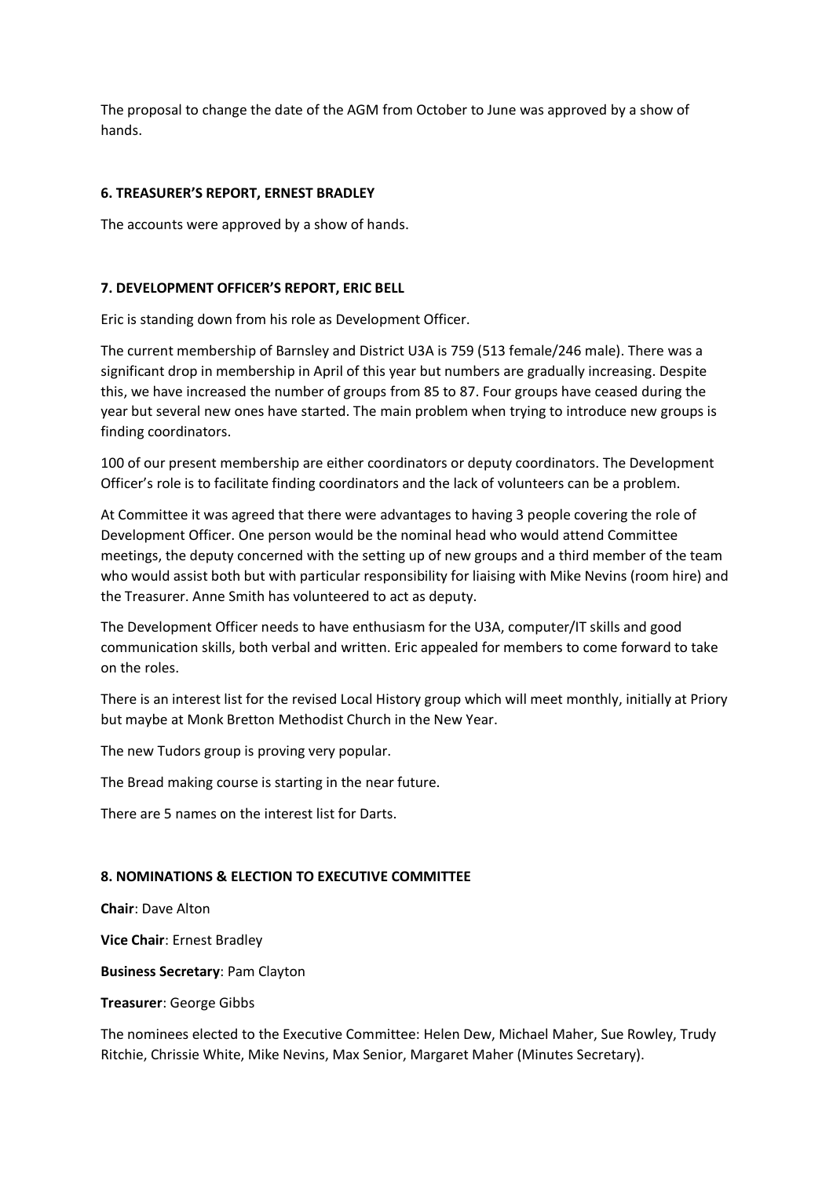The proposal to change the date of the AGM from October to June was approved by a show of hands.

### 6. TREASURER'S REPORT, ERNEST BRADLEY

The accounts were approved by a show of hands.

### 7. DEVELOPMENT OFFICER'S REPORT, ERIC BELL

Eric is standing down from his role as Development Officer.

The current membership of Barnsley and District U3A is 759 (513 female/246 male). There was a significant drop in membership in April of this year but numbers are gradually increasing. Despite this, we have increased the number of groups from 85 to 87. Four groups have ceased during the year but several new ones have started. The main problem when trying to introduce new groups is finding coordinators.

100 of our present membership are either coordinators or deputy coordinators. The Development Officer's role is to facilitate finding coordinators and the lack of volunteers can be a problem.

At Committee it was agreed that there were advantages to having 3 people covering the role of Development Officer. One person would be the nominal head who would attend Committee meetings, the deputy concerned with the setting up of new groups and a third member of the team who would assist both but with particular responsibility for liaising with Mike Nevins (room hire) and the Treasurer. Anne Smith has volunteered to act as deputy.

The Development Officer needs to have enthusiasm for the U3A, computer/IT skills and good communication skills, both verbal and written. Eric appealed for members to come forward to take on the roles.

There is an interest list for the revised Local History group which will meet monthly, initially at Priory but maybe at Monk Bretton Methodist Church in the New Year.

The new Tudors group is proving very popular.

The Bread making course is starting in the near future.

There are 5 names on the interest list for Darts.

### 8. NOMINATIONS & ELECTION TO EXECUTIVE COMMITTEE

**Chair**: Dave Alton

**Vice Chair**: Ernest Bradley

**Business Secretary**: Pam Clayton

**Treasurer**: George Gibbs

The nominees elected to the Executive Committee: Helen Dew, Michael Maher, Sue Rowley, Trudy Ritchie, Chrissie White, Mike Nevins, Max Senior, Margaret Maher (Minutes Secretary).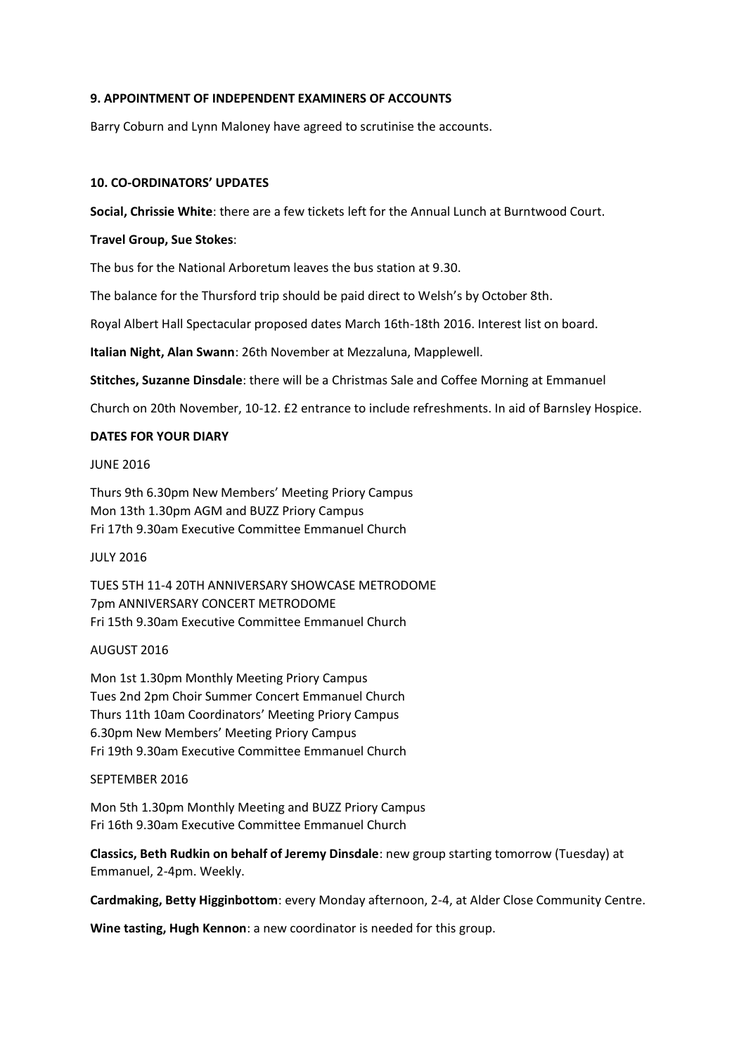**9. APPOINTMENT OF INDEPENDENT EXAMINERS OF ACCOUNTS**

Barry Coburn and Lynn Maloney have agreed to scrutinise the accounts.

**10. CO-ORDINATORS' UPDATES**

**Social, Chrissie White**: there are a few tickets left for the Annual Lunch at Burntwood Court.

**Travel Group, Sue Stokes**:

The bus for the National Arboretum leaves the bus station at 9.30.

The balance for the Thursford trip should be paid direct to Welsh's by October 8th.

Royal Albert Hall Spectacular proposed dates March 16th-18th 2016. Interest list on board.

**Italian Night, Alan Swann**: 26th November at Mezzaluna, Mapplewell.

**Stitches, Suzanne Dinsdale**: there will be a Christmas Sale and Coffee Morning at Emmanuel Church on 20th November, 10-12. £2 entrance to include refreshments. In aid of Barnsley Hospice.

**DATES FOR YOUR DIARY**

JUNE 2016

Thurs 9th 6.30pm New Members' Meeting Priory Campus
Mon 13th 1.30pm AGM and BUZZ Priory Campus
Fri 17th 9.30am Executive Committee Emmanuel Church

JULY 2016

TUES 5TH 11-4 20TH ANNIVERSARY SHOWCASE METRODOME
7pm ANNIVERSARY CONCERT METRODOME
Fri 15th 9.30am Executive Committee Emmanuel Church

AUGUST 2016

Mon 1st 1.30pm Monthly Meeting Priory Campus
Tues 2nd 2pm Choir Summer Concert Emmanuel Church
Thurs 11th 10am Coordinators' Meeting Priory Campus
6.30pm New Members' Meeting Priory Campus
Fri 19th 9.30am Executive Committee Emmanuel Church

SEPTEMBER 2016

Mon 5th 1.30pm Monthly Meeting and BUZZ Priory Campus
Fri 16th 9.30am Executive Committee Emmanuel Church

**Classics, Beth Rudkin on behalf of Jeremy Dinsdale**: new group starting tomorrow (Tuesday) at Emmanuel, 2-4pm. Weekly.

**Cardmaking, Betty Higginbottom**: every Monday afternoon, 2-4, at Alder Close Community Centre.

**Wine tasting, Hugh Kennon**: a new coordinator is needed for this group.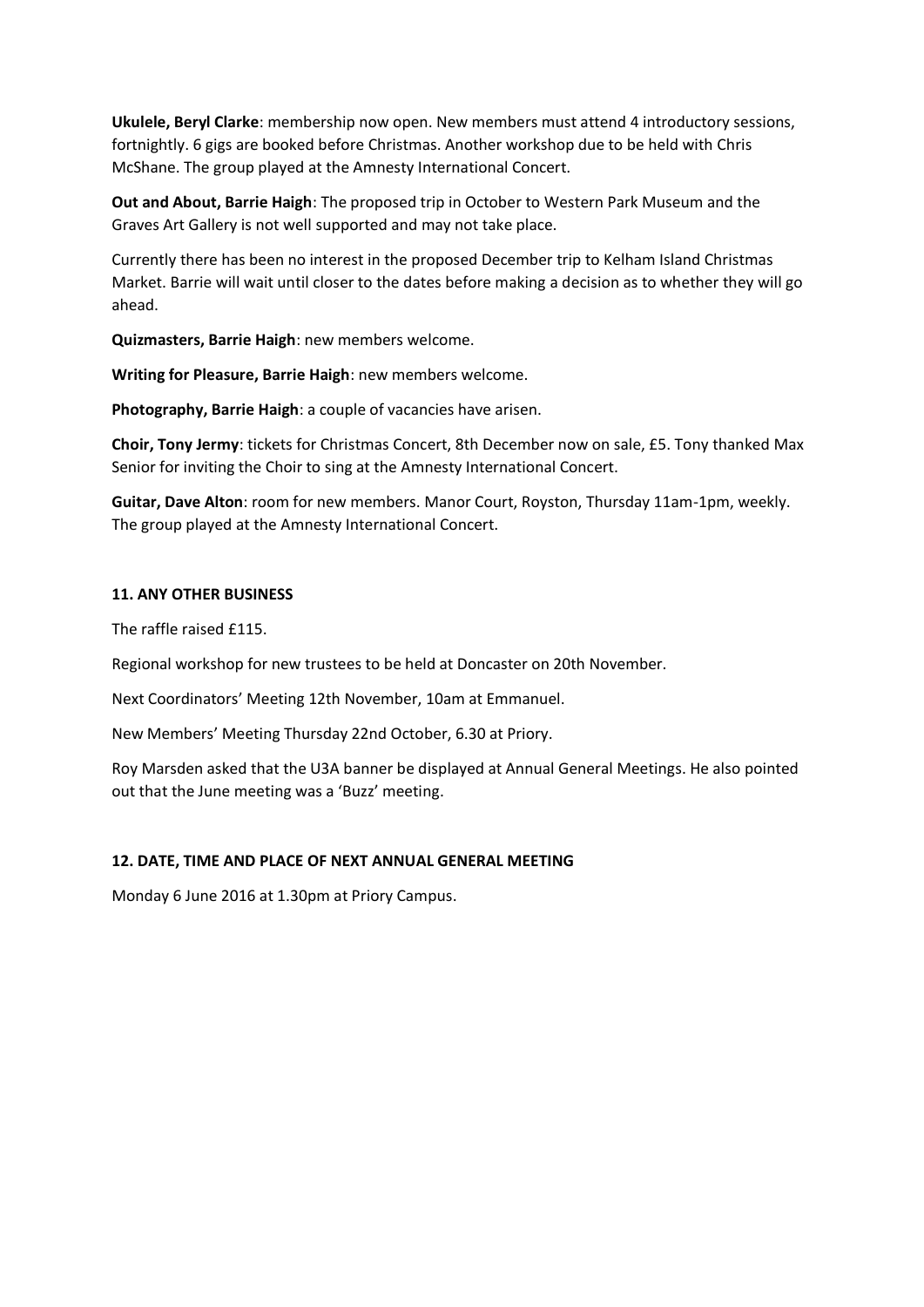**Ukulele, Beryl Clarke**: membership now open. New members must attend 4 introductory sessions, fortnightly. 6 gigs are booked before Christmas. Another workshop due to be held with Chris McShane. The group played at the Amnesty International Concert.

**Out and About, Barrie Haigh**: The proposed trip in October to Western Park Museum and the Graves Art Gallery is not well supported and may not take place.

Currently there has been no interest in the proposed December trip to Kelham Island Christmas Market. Barrie will wait until closer to the dates before making a decision as to whether they will go ahead.

**Quizmasters, Barrie Haigh**: new members welcome.

**Writing for Pleasure, Barrie Haigh**: new members welcome.

**Photography, Barrie Haigh**: a couple of vacancies have arisen.

**Choir, Tony Jermy**: tickets for Christmas Concert, 8th December now on sale, £5. Tony thanked Max Senior for inviting the Choir to sing at the Amnesty International Concert.

**Guitar, Dave Alton**: room for new members. Manor Court, Royston, Thursday 11am-1pm, weekly. The group played at the Amnesty International Concert.

## 11. ANY OTHER BUSINESS

The raffle raised £115.

Regional workshop for new trustees to be held at Doncaster on 20th November.

Next Coordinators' Meeting 12th November, 10am at Emmanuel.

New Members' Meeting Thursday 22nd October, 6.30 at Priory.

Roy Marsden asked that the U3A banner be displayed at Annual General Meetings. He also pointed out that the June meeting was a 'Buzz' meeting.

## 12. DATE, TIME AND PLACE OF NEXT ANNUAL GENERAL MEETING

Monday 6 June 2016 at 1.30pm at Priory Campus.